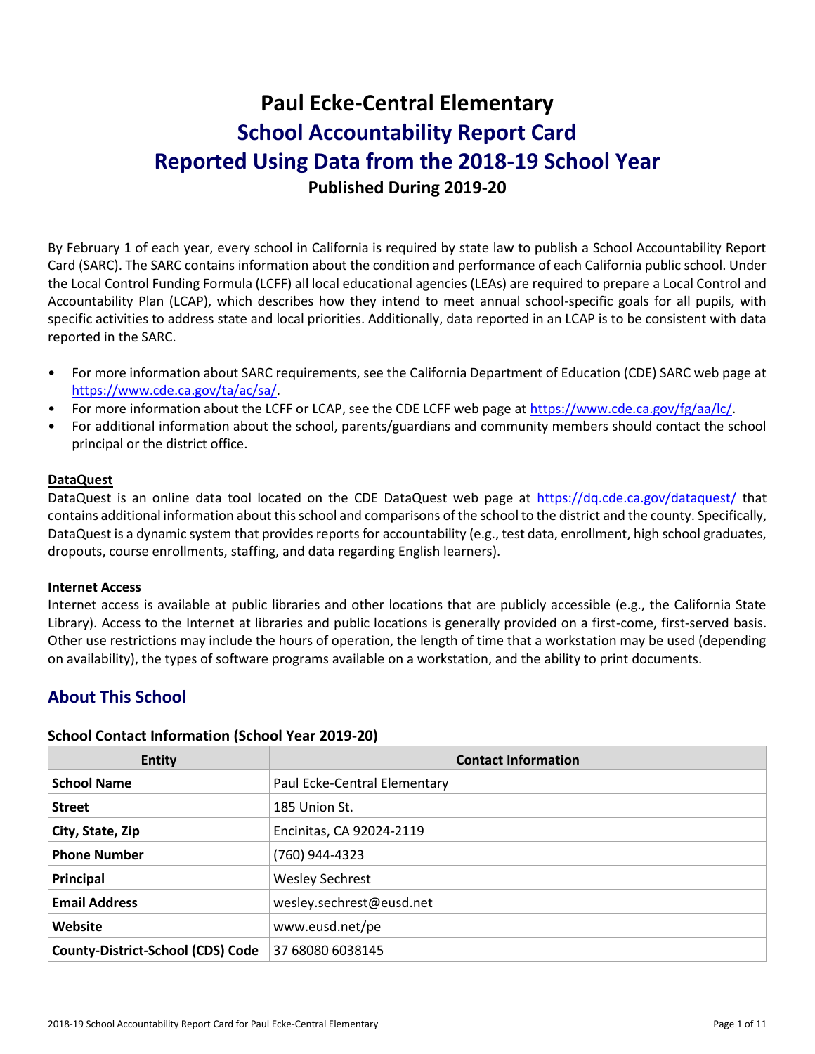# Paul Ecke-Central Elementary

# School Accountability Report Card

# Reported Using Data from the 2018-19 School Year

**Published During 2019-20**

By February 1 of each year, every school in California is required by state law to publish a School Accountability Report Card (SARC). The SARC contains information about the condition and performance of each California public school. Under the Local Control Funding Formula (LCFF) all local educational agencies (LEAs) are required to prepare a Local Control and Accountability Plan (LCAP), which describes how they intend to meet annual school-specific goals for all pupils, with specific activities to address state and local priorities. Additionally, data reported in an LCAP is to be consistent with data reported in the SARC.

- For more information about SARC requirements, see the California Department of Education (CDE) SARC web page at https://www.cde.ca.gov/ta/ac/sa/.
- For more information about the LCFF or LCAP, see the CDE LCFF web page at https://www.cde.ca.gov/fg/aa/lc/.
- For additional information about the school, parents/guardians and community members should contact the school principal or the district office.

**DataQuest**

DataQuest is an online data tool located on the CDE DataQuest web page at https://dq.cde.ca.gov/dataquest/ that contains additional information about this school and comparisons of the school to the district and the county. Specifically, DataQuest is a dynamic system that provides reports for accountability (e.g., test data, enrollment, high school graduates, dropouts, course enrollments, staffing, and data regarding English learners).

**Internet Access**

Internet access is available at public libraries and other locations that are publicly accessible (e.g., the California State Library). Access to the Internet at libraries and public locations is generally provided on a first-come, first-served basis. Other use restrictions may include the hours of operation, the length of time that a workstation may be used (depending on availability), the types of software programs available on a workstation, and the ability to print documents.

## About This School

### School Contact Information (School Year 2019-20)

| Entity | Contact Information |
|---|---|
| **School Name** | Paul Ecke-Central Elementary |
| **Street** | 185 Union St. |
| **City, State, Zip** | Encinitas, CA 92024-2119 |
| **Phone Number** | (760) 944-4323 |
| **Principal** | Wesley Sechrest |
| **Email Address** | wesley.sechrest@eusd.net |
| **Website** | www.eusd.net/pe |
| **County-District-School (CDS) Code** | 37 68080 6038145 |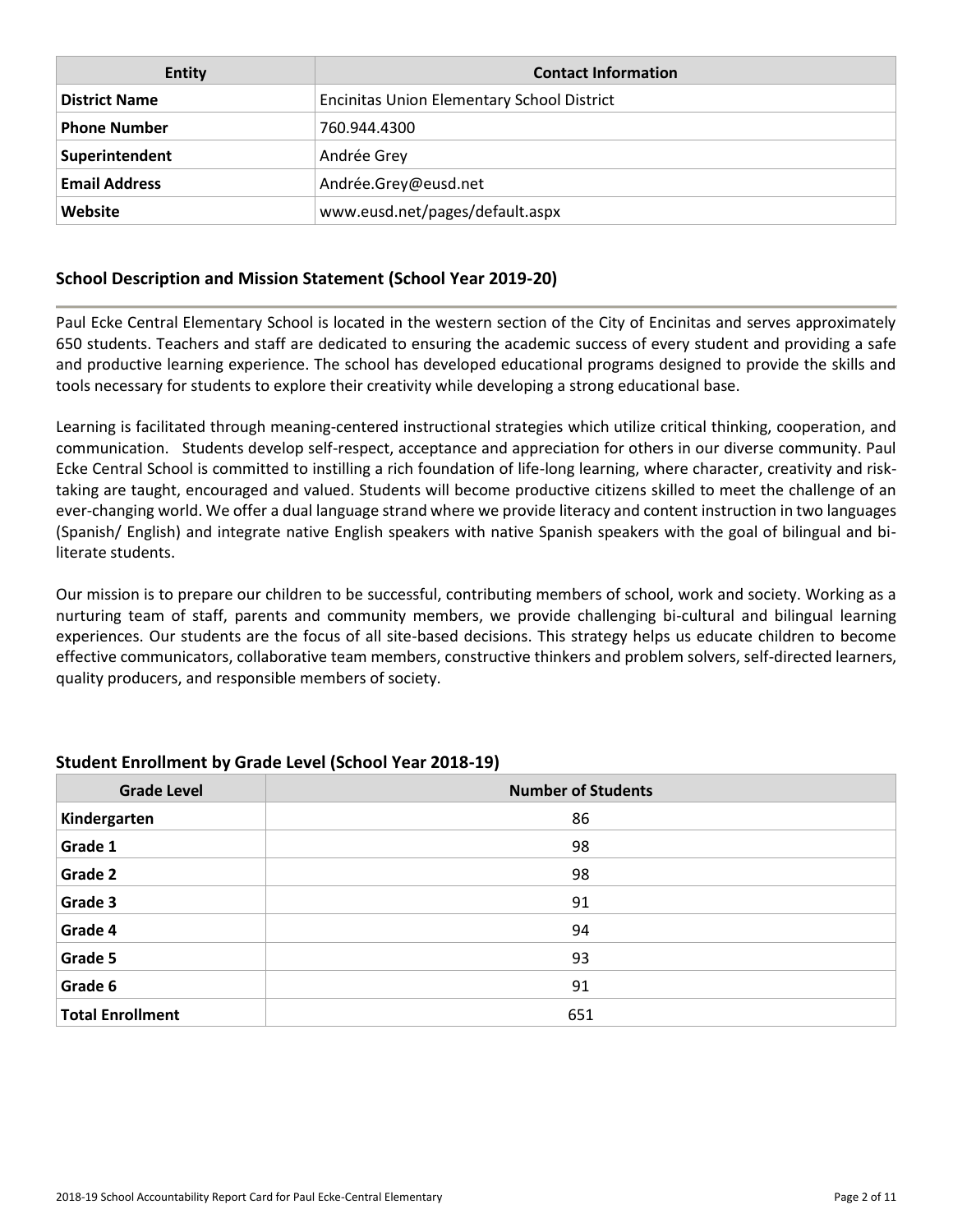| Entity | Contact Information |
|---|---|
| **District Name** | Encinitas Union Elementary School District |
| **Phone Number** | 760.944.4300 |
| **Superintendent** | Andrée Grey |
| **Email Address** | Andrée.Grey@eusd.net |
| **Website** | www.eusd.net/pages/default.aspx |

## School Description and Mission Statement (School Year 2019-20)

Paul Ecke Central Elementary School is located in the western section of the City of Encinitas and serves approximately 650 students. Teachers and staff are dedicated to ensuring the academic success of every student and providing a safe and productive learning experience. The school has developed educational programs designed to provide the skills and tools necessary for students to explore their creativity while developing a strong educational base.

Learning is facilitated through meaning-centered instructional strategies which utilize critical thinking, cooperation, and communication. Students develop self-respect, acceptance and appreciation for others in our diverse community. Paul Ecke Central School is committed to instilling a rich foundation of life-long learning, where character, creativity and risk-taking are taught, encouraged and valued. Students will become productive citizens skilled to meet the challenge of an ever-changing world. We offer a dual language strand where we provide literacy and content instruction in two languages (Spanish/ English) and integrate native English speakers with native Spanish speakers with the goal of bilingual and bi-literate students.

Our mission is to prepare our children to be successful, contributing members of school, work and society. Working as a nurturing team of staff, parents and community members, we provide challenging bi-cultural and bilingual learning experiences. Our students are the focus of all site-based decisions. This strategy helps us educate children to become effective communicators, collaborative team members, constructive thinkers and problem solvers, self-directed learners, quality producers, and responsible members of society.

## Student Enrollment by Grade Level (School Year 2018-19)

| Grade Level | Number of Students |
|---|---|
| **Kindergarten** | 86 |
| **Grade 1** | 98 |
| **Grade 2** | 98 |
| **Grade 3** | 91 |
| **Grade 4** | 94 |
| **Grade 5** | 93 |
| **Grade 6** | 91 |
| **Total Enrollment** | 651 |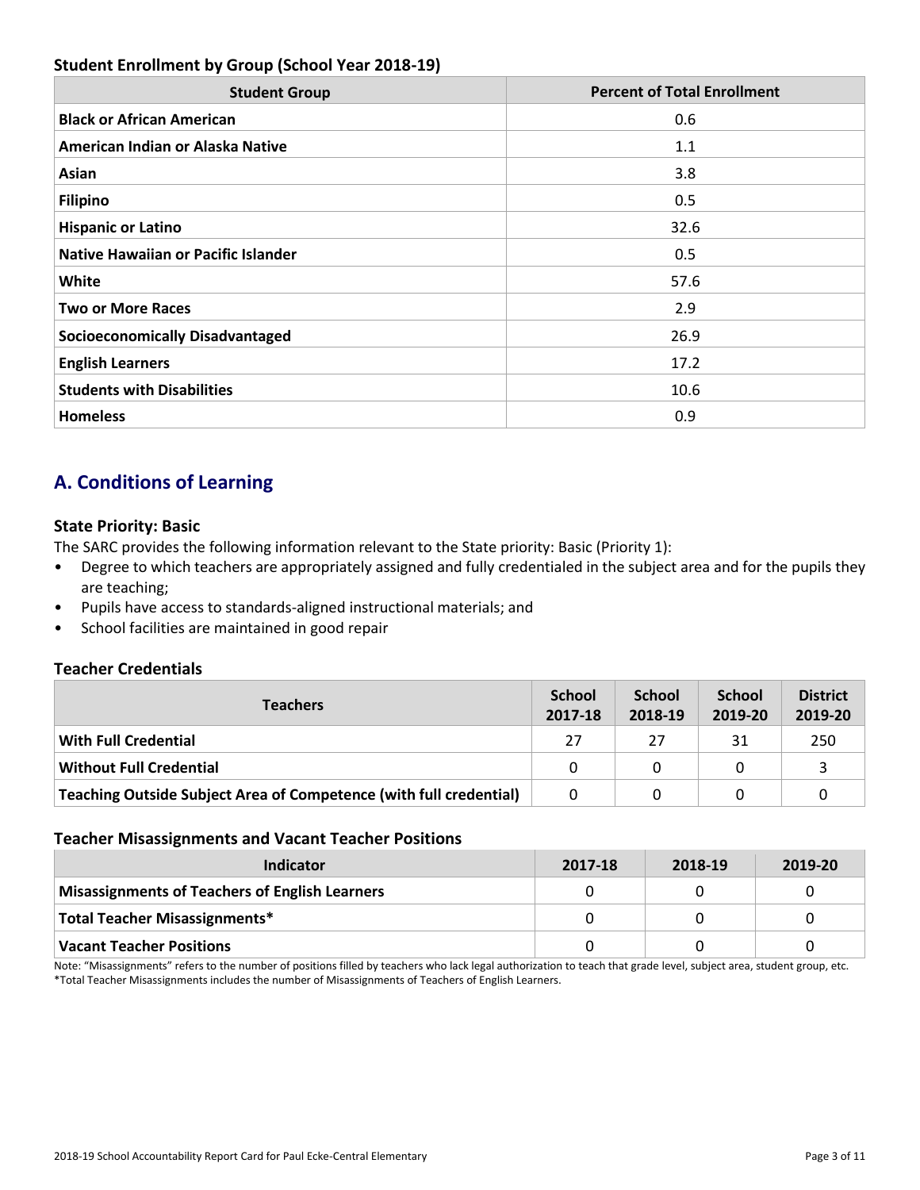### Student Enrollment by Group (School Year 2018-19)

| Student Group | Percent of Total Enrollment |
|---|---|
| **Black or African American** | 0.6 |
| **American Indian or Alaska Native** | 1.1 |
| **Asian** | 3.8 |
| **Filipino** | 0.5 |
| **Hispanic or Latino** | 32.6 |
| **Native Hawaiian or Pacific Islander** | 0.5 |
| **White** | 57.6 |
| **Two or More Races** | 2.9 |
| **Socioeconomically Disadvantaged** | 26.9 |
| **English Learners** | 17.2 |
| **Students with Disabilities** | 10.6 |
| **Homeless** | 0.9 |

## A. Conditions of Learning

### State Priority: Basic

The SARC provides the following information relevant to the State priority: Basic (Priority 1):

- Degree to which teachers are appropriately assigned and fully credentialed in the subject area and for the pupils they are teaching;
- Pupils have access to standards-aligned instructional materials; and
- School facilities are maintained in good repair

### Teacher Credentials

| Teachers | School 2017-18 | School 2018-19 | School 2019-20 | District 2019-20 |
|---|---|---|---|---|
| **With Full Credential** | 27 | 27 | 31 | 250 |
| **Without Full Credential** | 0 | 0 | 0 | 3 |
| **Teaching Outside Subject Area of Competence (with full credential)** | 0 | 0 | 0 | 0 |

### Teacher Misassignments and Vacant Teacher Positions

| Indicator | 2017-18 | 2018-19 | 2019-20 |
|---|---|---|---|
| **Misassignments of Teachers of English Learners** | 0 | 0 | 0 |
| **Total Teacher Misassignments*** | 0 | 0 | 0 |
| **Vacant Teacher Positions** | 0 | 0 | 0 |

Note: "Misassignments" refers to the number of positions filled by teachers who lack legal authorization to teach that grade level, subject area, student group, etc.
*Total Teacher Misassignments includes the number of Misassignments of Teachers of English Learners.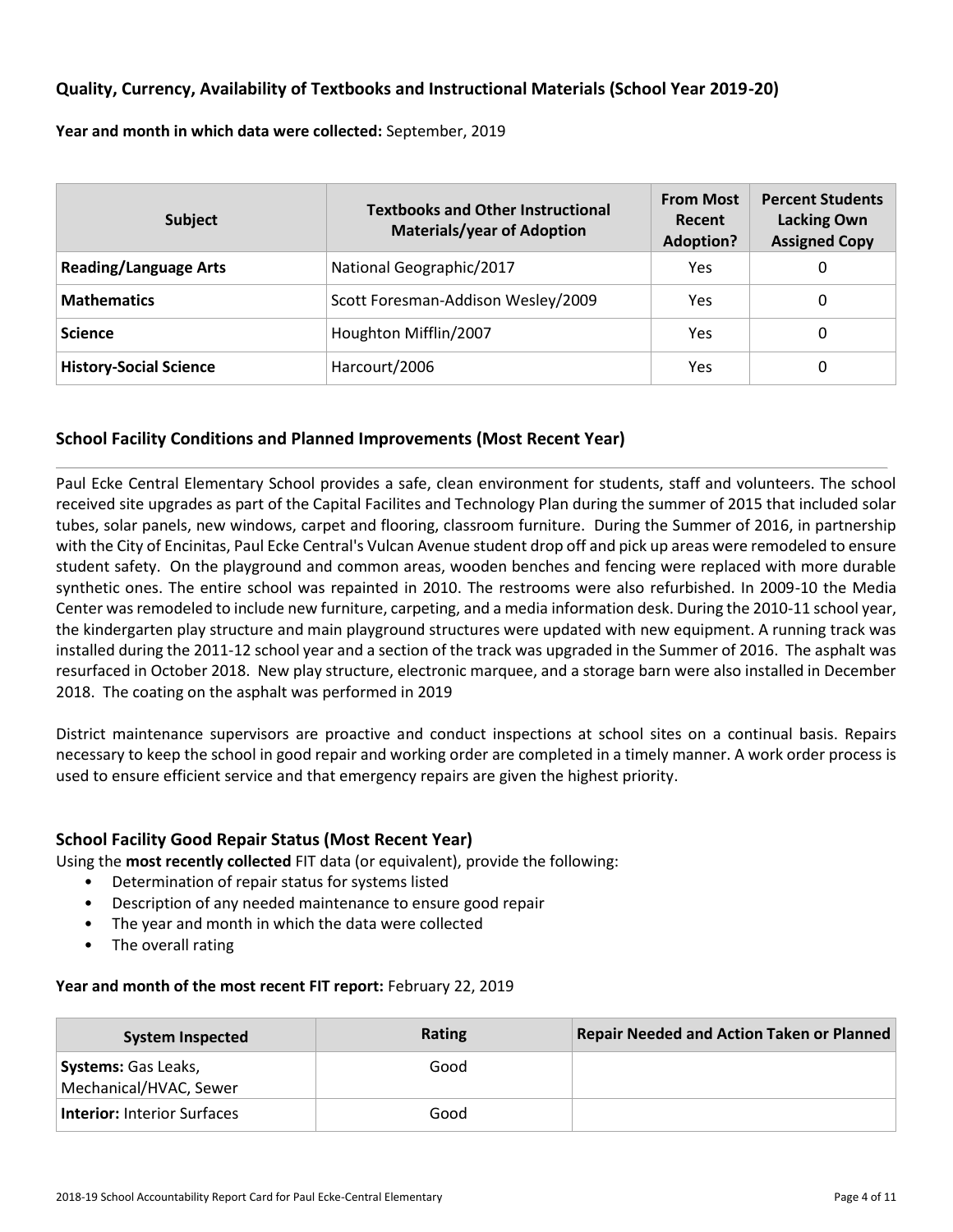### Quality, Currency, Availability of Textbooks and Instructional Materials (School Year 2019-20)

**Year and month in which data were collected:** September, 2019

| Subject | Textbooks and Other Instructional Materials/year of Adoption | From Most Recent Adoption? | Percent Students Lacking Own Assigned Copy |
|---|---|---|---|
| **Reading/Language Arts** | National Geographic/2017 | Yes | 0 |
| **Mathematics** | Scott Foresman-Addison Wesley/2009 | Yes | 0 |
| **Science** | Houghton Mifflin/2007 | Yes | 0 |
| **History-Social Science** | Harcourt/2006 | Yes | 0 |

### School Facility Conditions and Planned Improvements (Most Recent Year)

Paul Ecke Central Elementary School provides a safe, clean environment for students, staff and volunteers. The school received site upgrades as part of the Capital Facilites and Technology Plan during the summer of 2015 that included solar tubes, solar panels, new windows, carpet and flooring, classroom furniture. During the Summer of 2016, in partnership with the City of Encinitas, Paul Ecke Central's Vulcan Avenue student drop off and pick up areas were remodeled to ensure student safety. On the playground and common areas, wooden benches and fencing were replaced with more durable synthetic ones. The entire school was repainted in 2010. The restrooms were also refurbished. In 2009-10 the Media Center was remodeled to include new furniture, carpeting, and a media information desk. During the 2010-11 school year, the kindergarten play structure and main playground structures were updated with new equipment. A running track was installed during the 2011-12 school year and a section of the track was upgraded in the Summer of 2016. The asphalt was resurfaced in October 2018. New play structure, electronic marquee, and a storage barn were also installed in December 2018. The coating on the asphalt was performed in 2019

District maintenance supervisors are proactive and conduct inspections at school sites on a continual basis. Repairs necessary to keep the school in good repair and working order are completed in a timely manner. A work order process is used to ensure efficient service and that emergency repairs are given the highest priority.

### School Facility Good Repair Status (Most Recent Year)

Using the **most recently collected** FIT data (or equivalent), provide the following:

- Determination of repair status for systems listed
- Description of any needed maintenance to ensure good repair
- The year and month in which the data were collected
- The overall rating

**Year and month of the most recent FIT report:** February 22, 2019

| System Inspected | Rating | Repair Needed and Action Taken or Planned |
|---|---|---|
| **Systems:** Gas Leaks, Mechanical/HVAC, Sewer | Good | |
| **Interior:** Interior Surfaces | Good | |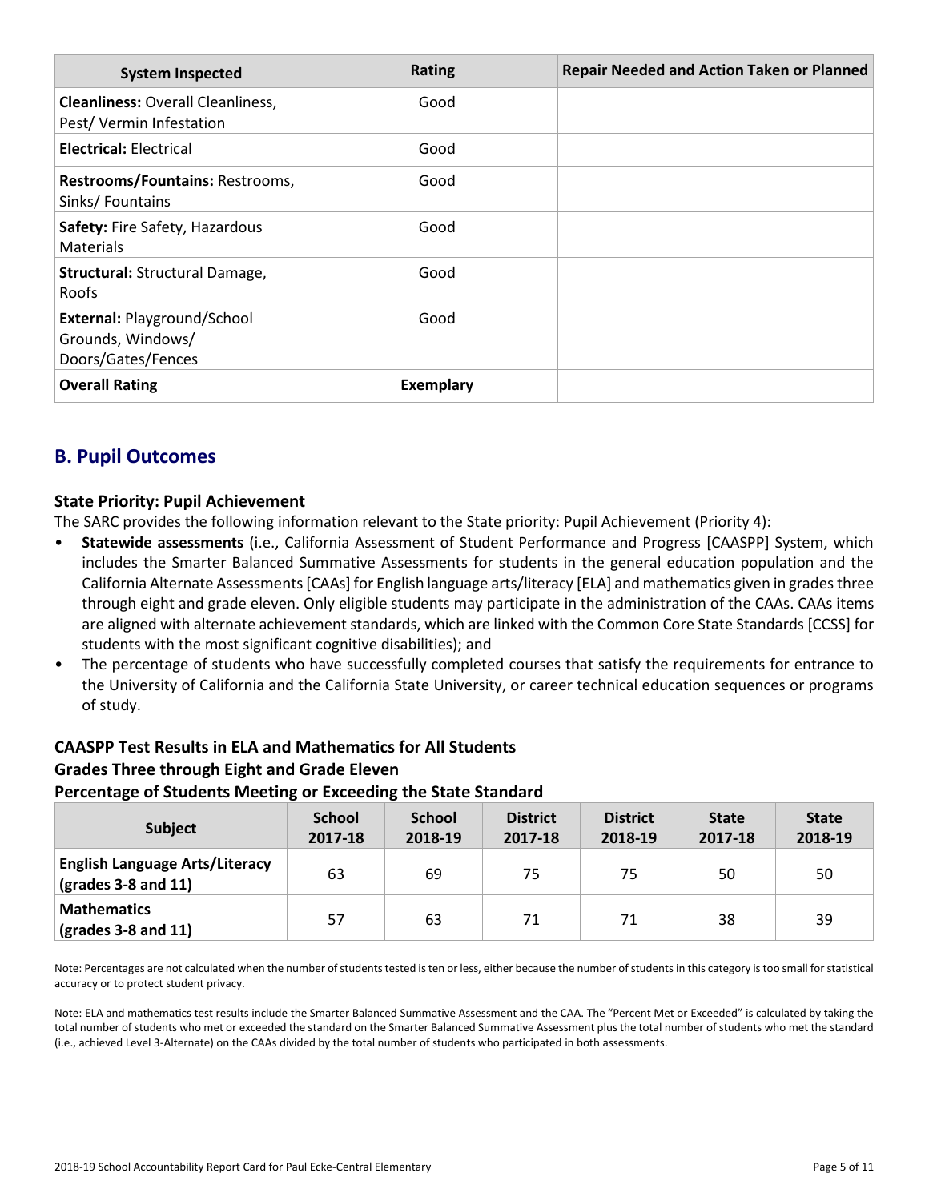| System Inspected | Rating | Repair Needed and Action Taken or Planned |
|---|---|---|
| **Cleanliness:** Overall Cleanliness, Pest/ Vermin Infestation | Good | |
| **Electrical:** Electrical | Good | |
| **Restrooms/Fountains:** Restrooms, Sinks/ Fountains | Good | |
| **Safety:** Fire Safety, Hazardous Materials | Good | |
| **Structural:** Structural Damage, Roofs | Good | |
| **External:** Playground/School Grounds, Windows/ Doors/Gates/Fences | Good | |
| **Overall Rating** | **Exemplary** | |

## B. Pupil Outcomes

### State Priority: Pupil Achievement

The SARC provides the following information relevant to the State priority: Pupil Achievement (Priority 4):

- **Statewide assessments** (i.e., California Assessment of Student Performance and Progress [CAASPP] System, which includes the Smarter Balanced Summative Assessments for students in the general education population and the California Alternate Assessments [CAAs] for English language arts/literacy [ELA] and mathematics given in grades three through eight and grade eleven. Only eligible students may participate in the administration of the CAAs. CAAs items are aligned with alternate achievement standards, which are linked with the Common Core State Standards [CCSS] for students with the most significant cognitive disabilities); and
- The percentage of students who have successfully completed courses that satisfy the requirements for entrance to the University of California and the California State University, or career technical education sequences or programs of study.

### CAASPP Test Results in ELA and Mathematics for All Students
### Grades Three through Eight and Grade Eleven
### Percentage of Students Meeting or Exceeding the State Standard

| Subject | School 2017-18 | School 2018-19 | District 2017-18 | District 2018-19 | State 2017-18 | State 2018-19 |
|---|---|---|---|---|---|---|
| **English Language Arts/Literacy (grades 3-8 and 11)** | 63 | 69 | 75 | 75 | 50 | 50 |
| **Mathematics (grades 3-8 and 11)** | 57 | 63 | 71 | 71 | 38 | 39 |

Note: Percentages are not calculated when the number of students tested is ten or less, either because the number of students in this category is too small for statistical accuracy or to protect student privacy.

Note: ELA and mathematics test results include the Smarter Balanced Summative Assessment and the CAA. The "Percent Met or Exceeded" is calculated by taking the total number of students who met or exceeded the standard on the Smarter Balanced Summative Assessment plus the total number of students who met the standard (i.e., achieved Level 3-Alternate) on the CAAs divided by the total number of students who participated in both assessments.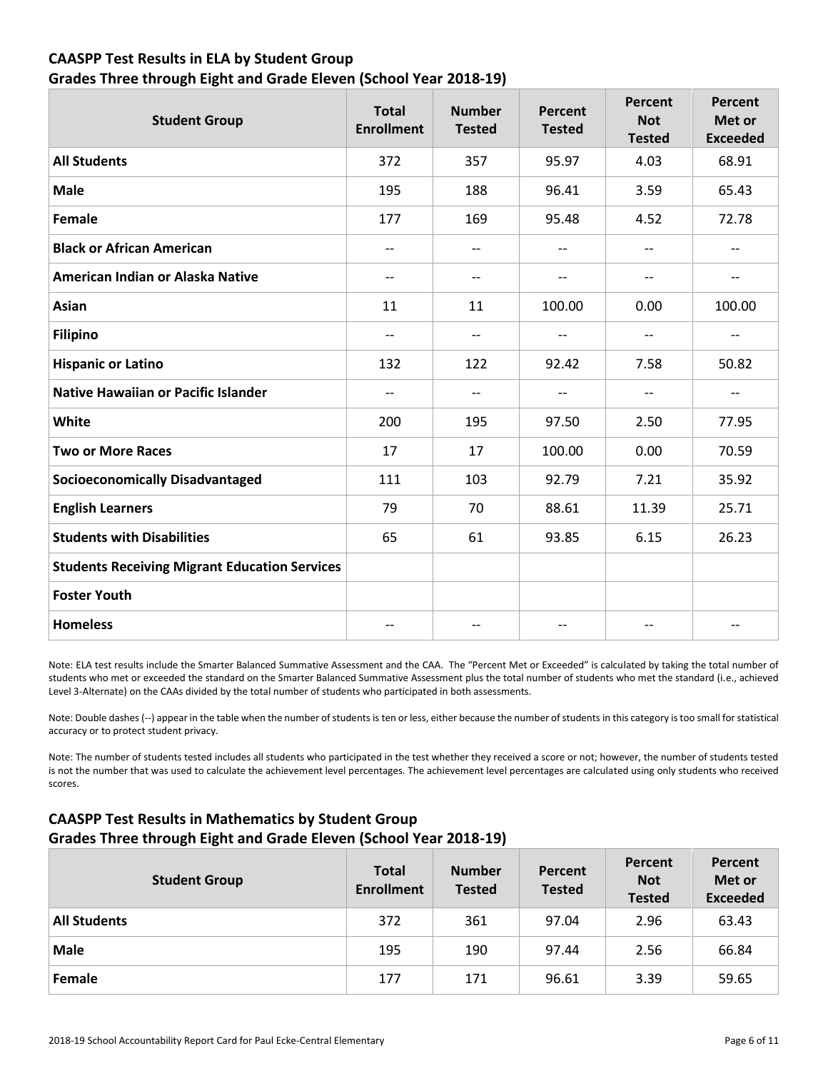### CAASPP Test Results in ELA by Student Group
### Grades Three through Eight and Grade Eleven (School Year 2018-19)

| Student Group | Total Enrollment | Number Tested | Percent Tested | Percent Not Tested | Percent Met or Exceeded |
|---|---|---|---|---|---|
| **All Students** | 372 | 357 | 95.97 | 4.03 | 68.91 |
| **Male** | 195 | 188 | 96.41 | 3.59 | 65.43 |
| **Female** | 177 | 169 | 95.48 | 4.52 | 72.78 |
| **Black or African American** | -- | -- | -- | -- | -- |
| **American Indian or Alaska Native** | -- | -- | -- | -- | -- |
| **Asian** | 11 | 11 | 100.00 | 0.00 | 100.00 |
| **Filipino** | -- | -- | -- | -- | -- |
| **Hispanic or Latino** | 132 | 122 | 92.42 | 7.58 | 50.82 |
| **Native Hawaiian or Pacific Islander** | -- | -- | -- | -- | -- |
| **White** | 200 | 195 | 97.50 | 2.50 | 77.95 |
| **Two or More Races** | 17 | 17 | 100.00 | 0.00 | 70.59 |
| **Socioeconomically Disadvantaged** | 111 | 103 | 92.79 | 7.21 | 35.92 |
| **English Learners** | 79 | 70 | 88.61 | 11.39 | 25.71 |
| **Students with Disabilities** | 65 | 61 | 93.85 | 6.15 | 26.23 |
| **Students Receiving Migrant Education Services** | | | | | |
| **Foster Youth** | | | | | |
| **Homeless** | -- | -- | -- | -- | -- |

Note: ELA test results include the Smarter Balanced Summative Assessment and the CAA. The "Percent Met or Exceeded" is calculated by taking the total number of students who met or exceeded the standard on the Smarter Balanced Summative Assessment plus the total number of students who met the standard (i.e., achieved Level 3-Alternate) on the CAAs divided by the total number of students who participated in both assessments.

Note: Double dashes (--) appear in the table when the number of students is ten or less, either because the number of students in this category is too small for statistical accuracy or to protect student privacy.

Note: The number of students tested includes all students who participated in the test whether they received a score or not; however, the number of students tested is not the number that was used to calculate the achievement level percentages. The achievement level percentages are calculated using only students who received scores.

### CAASPP Test Results in Mathematics by Student Group
### Grades Three through Eight and Grade Eleven (School Year 2018-19)

| Student Group | Total Enrollment | Number Tested | Percent Tested | Percent Not Tested | Percent Met or Exceeded |
|---|---|---|---|---|---|
| **All Students** | 372 | 361 | 97.04 | 2.96 | 63.43 |
| **Male** | 195 | 190 | 97.44 | 2.56 | 66.84 |
| **Female** | 177 | 171 | 96.61 | 3.39 | 59.65 |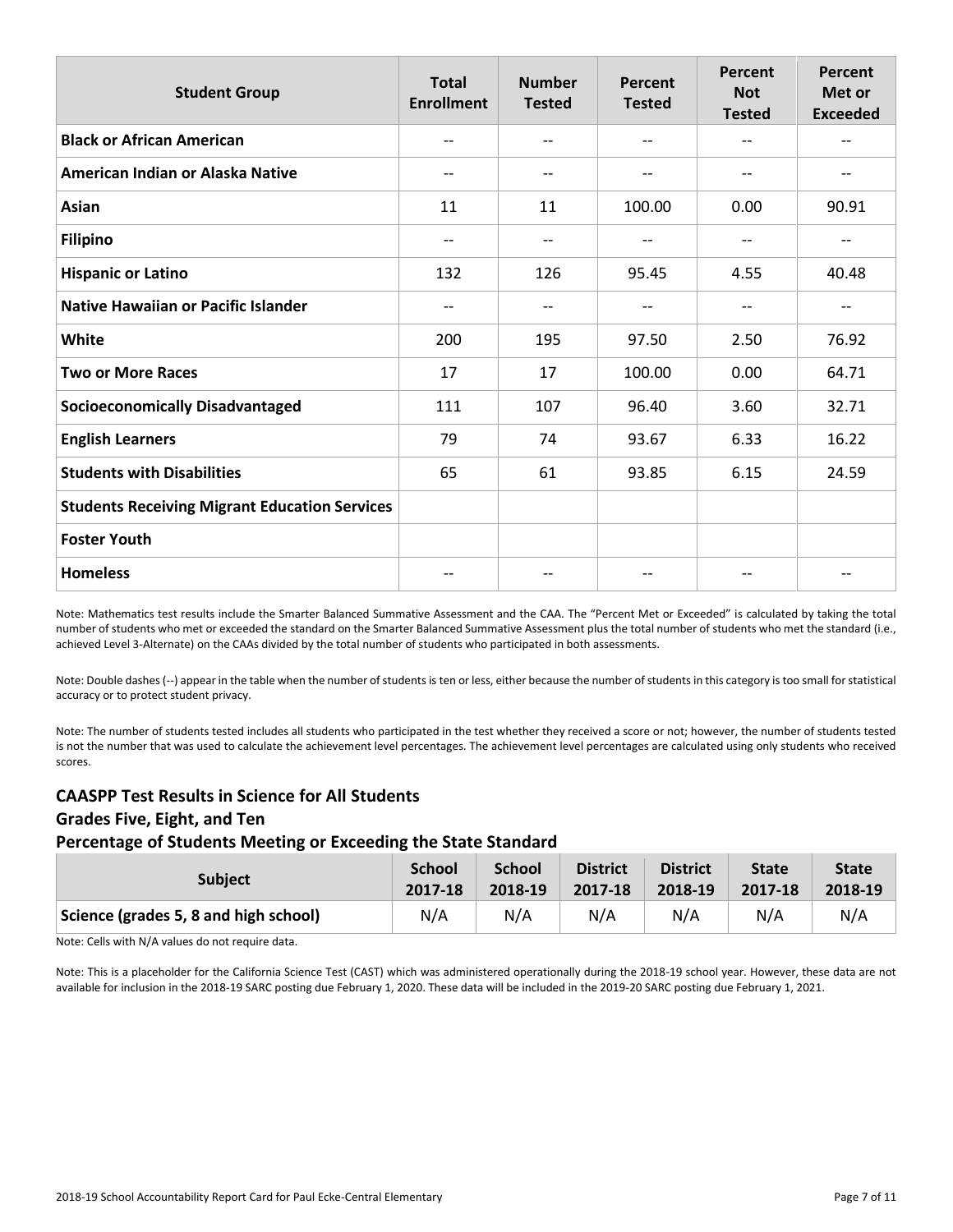| Student Group | Total Enrollment | Number Tested | Percent Tested | Percent Not Tested | Percent Met or Exceeded |
|---|---|---|---|---|---|
| **Black or African American** | -- | -- | -- | -- | -- |
| **American Indian or Alaska Native** | -- | -- | -- | -- | -- |
| **Asian** | 11 | 11 | 100.00 | 0.00 | 90.91 |
| **Filipino** | -- | -- | -- | -- | -- |
| **Hispanic or Latino** | 132 | 126 | 95.45 | 4.55 | 40.48 |
| **Native Hawaiian or Pacific Islander** | -- | -- | -- | -- | -- |
| **White** | 200 | 195 | 97.50 | 2.50 | 76.92 |
| **Two or More Races** | 17 | 17 | 100.00 | 0.00 | 64.71 |
| **Socioeconomically Disadvantaged** | 111 | 107 | 96.40 | 3.60 | 32.71 |
| **English Learners** | 79 | 74 | 93.67 | 6.33 | 16.22 |
| **Students with Disabilities** | 65 | 61 | 93.85 | 6.15 | 24.59 |
| **Students Receiving Migrant Education Services** | | | | | |
| **Foster Youth** | | | | | |
| **Homeless** | -- | -- | -- | -- | -- |

Note: Mathematics test results include the Smarter Balanced Summative Assessment and the CAA. The "Percent Met or Exceeded" is calculated by taking the total number of students who met or exceeded the standard on the Smarter Balanced Summative Assessment plus the total number of students who met the standard (i.e., achieved Level 3-Alternate) on the CAAs divided by the total number of students who participated in both assessments.

Note: Double dashes (--) appear in the table when the number of students is ten or less, either because the number of students in this category is too small for statistical accuracy or to protect student privacy.

Note: The number of students tested includes all students who participated in the test whether they received a score or not; however, the number of students tested is not the number that was used to calculate the achievement level percentages. The achievement level percentages are calculated using only students who received scores.

## CAASPP Test Results in Science for All Students
## Grades Five, Eight, and Ten
## Percentage of Students Meeting or Exceeding the State Standard

| Subject | School 2017-18 | School 2018-19 | District 2017-18 | District 2018-19 | State 2017-18 | State 2018-19 |
|---|---|---|---|---|---|---|
| **Science (grades 5, 8 and high school)** | N/A | N/A | N/A | N/A | N/A | N/A |

Note: Cells with N/A values do not require data.

Note: This is a placeholder for the California Science Test (CAST) which was administered operationally during the 2018-19 school year. However, these data are not available for inclusion in the 2018-19 SARC posting due February 1, 2020. These data will be included in the 2019-20 SARC posting due February 1, 2021.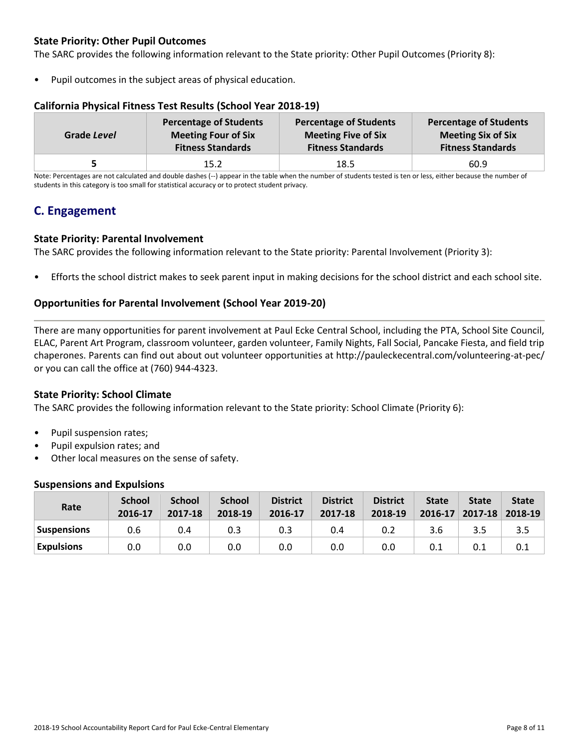### State Priority: Other Pupil Outcomes

The SARC provides the following information relevant to the State priority: Other Pupil Outcomes (Priority 8):

- Pupil outcomes in the subject areas of physical education.

### California Physical Fitness Test Results (School Year 2018-19)

| Grade *Level* | Percentage of Students Meeting Four of Six Fitness Standards | Percentage of Students Meeting Five of Six Fitness Standards | Percentage of Students Meeting Six of Six Fitness Standards |
|---|---|---|---|
| **5** | 15.2 | 18.5 | 60.9 |

Note: Percentages are not calculated and double dashes (--) appear in the table when the number of students tested is ten or less, either because the number of students in this category is too small for statistical accuracy or to protect student privacy.

## C. Engagement

### State Priority: Parental Involvement

The SARC provides the following information relevant to the State priority: Parental Involvement (Priority 3):

- Efforts the school district makes to seek parent input in making decisions for the school district and each school site.

### Opportunities for Parental Involvement (School Year 2019-20)

There are many opportunities for parent involvement at Paul Ecke Central School, including the PTA, School Site Council, ELAC, Parent Art Program, classroom volunteer, garden volunteer, Family Nights, Fall Social, Pancake Fiesta, and field trip chaperones. Parents can find out about out volunteer opportunities at http://pauleckecentral.com/volunteering-at-pec/ or you can call the office at (760) 944-4323.

### State Priority: School Climate

The SARC provides the following information relevant to the State priority: School Climate (Priority 6):

- Pupil suspension rates;
- Pupil expulsion rates; and
- Other local measures on the sense of safety.

### Suspensions and Expulsions

| Rate | School 2016-17 | School 2017-18 | School 2018-19 | District 2016-17 | District 2017-18 | District 2018-19 | State 2016-17 | State 2017-18 | State 2018-19 |
|---|---|---|---|---|---|---|---|---|---|
| **Suspensions** | 0.6 | 0.4 | 0.3 | 0.3 | 0.4 | 0.2 | 3.6 | 3.5 | 3.5 |
| **Expulsions** | 0.0 | 0.0 | 0.0 | 0.0 | 0.0 | 0.0 | 0.1 | 0.1 | 0.1 |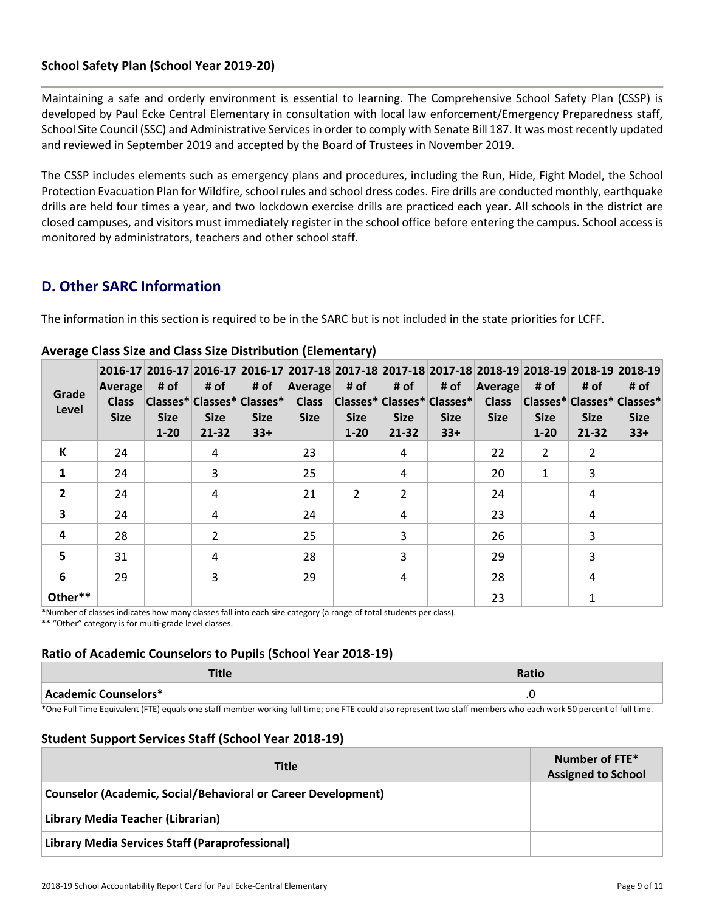### School Safety Plan (School Year 2019-20)

Maintaining a safe and orderly environment is essential to learning. The Comprehensive School Safety Plan (CSSP) is developed by Paul Ecke Central Elementary in consultation with local law enforcement/Emergency Preparedness staff, School Site Council (SSC) and Administrative Services in order to comply with Senate Bill 187. It was most recently updated and reviewed in September 2019 and accepted by the Board of Trustees in November 2019.

The CSSP includes elements such as emergency plans and procedures, including the Run, Hide, Fight Model, the School Protection Evacuation Plan for Wildfire, school rules and school dress codes. Fire drills are conducted monthly, earthquake drills are held four times a year, and two lockdown exercise drills are practiced each year. All schools in the district are closed campuses, and visitors must immediately register in the school office before entering the campus. School access is monitored by administrators, teachers and other school staff.

## D. Other SARC Information

The information in this section is required to be in the SARC but is not included in the state priorities for LCFF.

### Average Class Size and Class Size Distribution (Elementary)

| Grade Level | 2016-17 Average Class Size | 2016-17 # of Classes* Size 1-20 | 2016-17 # of Classes* Size 21-32 | 2016-17 # of Classes* Size 33+ | 2017-18 Average Class Size | 2017-18 # of Classes* Size 1-20 | 2017-18 # of Classes* Size 21-32 | 2017-18 # of Classes* Size 33+ | 2018-19 Average Class Size | 2018-19 # of Classes* Size 1-20 | 2018-19 # of Classes* Size 21-32 | 2018-19 # of Classes* Size 33+ |
|---|---|---|---|---|---|---|---|---|---|---|---|---|
| K | 24 | | 4 | | 23 | | 4 | | 22 | 2 | 2 | |
| 1 | 24 | | 3 | | 25 | | 4 | | 20 | 1 | 3 | |
| 2 | 24 | | 4 | | 21 | 2 | 2 | | 24 | | 4 | |
| 3 | 24 | | 4 | | 24 | | 4 | | 23 | | 4 | |
| 4 | 28 | | 2 | | 25 | | 3 | | 26 | | 3 | |
| 5 | 31 | | 4 | | 28 | | 3 | | 29 | | 3 | |
| 6 | 29 | | 3 | | 29 | | 4 | | 28 | | 4 | |
| Other** | | | | | | | | | 23 | | 1 | |

*Number of classes indicates how many classes fall into each size category (a range of total students per class).

** "Other" category is for multi-grade level classes.

### Ratio of Academic Counselors to Pupils (School Year 2018-19)

| Title | Ratio |
|---|---|
| Academic Counselors* | .0 |

*One Full Time Equivalent (FTE) equals one staff member working full time; one FTE could also represent two staff members who each work 50 percent of full time.

### Student Support Services Staff (School Year 2018-19)

| Title | Number of FTE* Assigned to School |
|---|---|
| Counselor (Academic, Social/Behavioral or Career Development) | |
| Library Media Teacher (Librarian) | |
| Library Media Services Staff (Paraprofessional) | |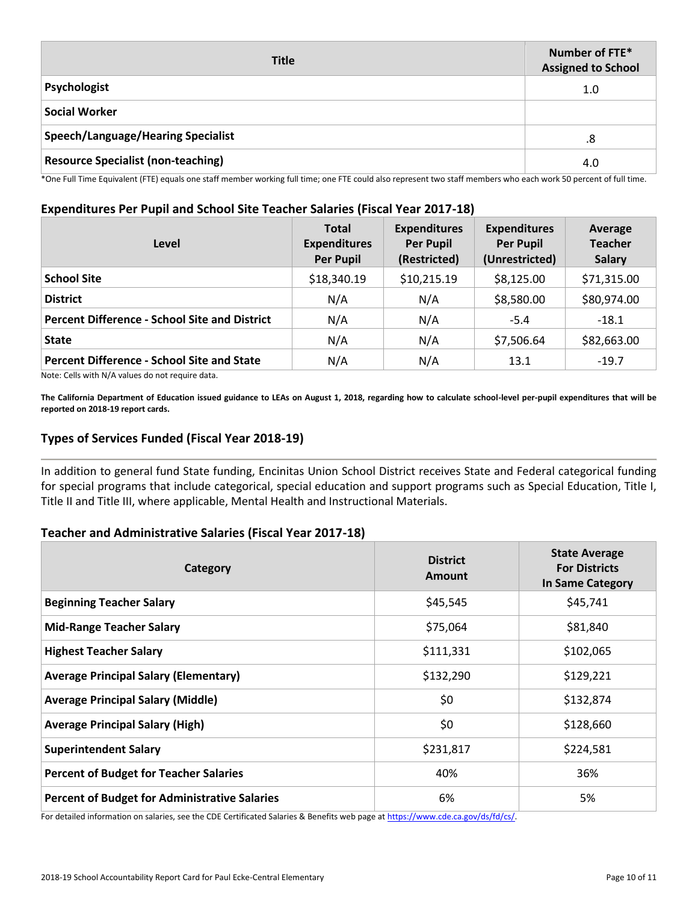| Title | Number of FTE* Assigned to School |
| --- | --- |
| **Psychologist** | 1.0 |
| **Social Worker** | |
| **Speech/Language/Hearing Specialist** | .8 |
| **Resource Specialist (non-teaching)** | 4.0 |

*One Full Time Equivalent (FTE) equals one staff member working full time; one FTE could also represent two staff members who each work 50 percent of full time.

### Expenditures Per Pupil and School Site Teacher Salaries (Fiscal Year 2017-18)

| Level | Total Expenditures Per Pupil | Expenditures Per Pupil (Restricted) | Expenditures Per Pupil (Unrestricted) | Average Teacher Salary |
| --- | --- | --- | --- | --- |
| **School Site** | $18,340.19 | $10,215.19 | $8,125.00 | $71,315.00 |
| **District** | N/A | N/A | $8,580.00 | $80,974.00 |
| **Percent Difference - School Site and District** | N/A | N/A | -5.4 | -18.1 |
| **State** | N/A | N/A | $7,506.64 | $82,663.00 |
| **Percent Difference - School Site and State** | N/A | N/A | 13.1 | -19.7 |

Note: Cells with N/A values do not require data.

**The California Department of Education issued guidance to LEAs on August 1, 2018, regarding how to calculate school-level per-pupil expenditures that will be reported on 2018-19 report cards.**

## Types of Services Funded (Fiscal Year 2018-19)

In addition to general fund State funding, Encinitas Union School District receives State and Federal categorical funding for special programs that include categorical, special education and support programs such as Special Education, Title I, Title II and Title III, where applicable, Mental Health and Instructional Materials.

### Teacher and Administrative Salaries (Fiscal Year 2017-18)

| Category | District Amount | State Average For Districts In Same Category |
| --- | --- | --- |
| **Beginning Teacher Salary** | $45,545 | $45,741 |
| **Mid-Range Teacher Salary** | $75,064 | $81,840 |
| **Highest Teacher Salary** | $111,331 | $102,065 |
| **Average Principal Salary (Elementary)** | $132,290 | $129,221 |
| **Average Principal Salary (Middle)** | $0 | $132,874 |
| **Average Principal Salary (High)** | $0 | $128,660 |
| **Superintendent Salary** | $231,817 | $224,581 |
| **Percent of Budget for Teacher Salaries** | 40% | 36% |
| **Percent of Budget for Administrative Salaries** | 6% | 5% |

For detailed information on salaries, see the CDE Certificated Salaries & Benefits web page at https://www.cde.ca.gov/ds/fd/cs/.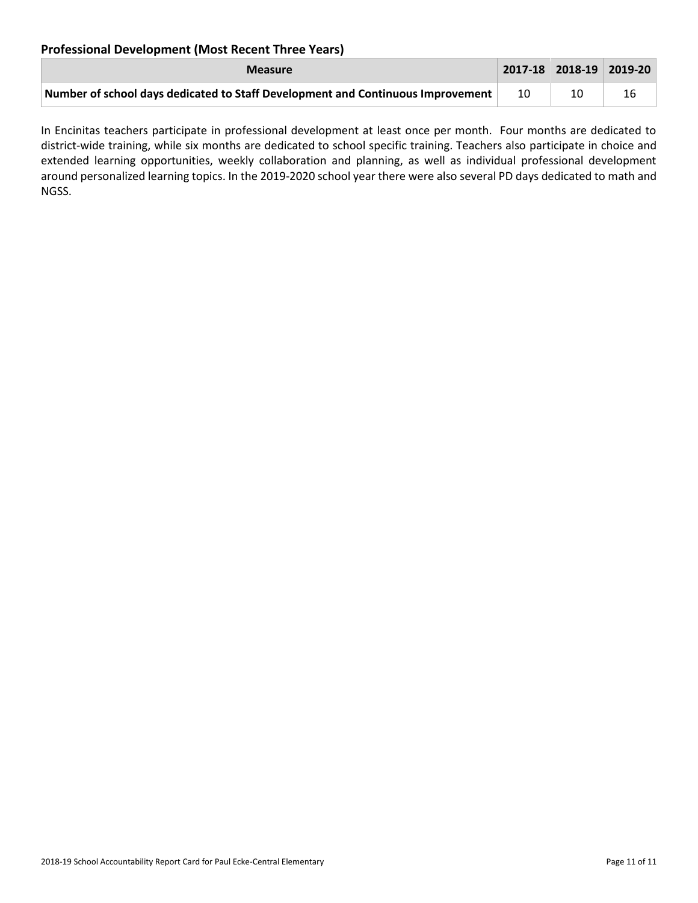## Professional Development (Most Recent Three Years)

| Measure | 2017-18 | 2018-19 | 2019-20 |
|---|---|---|---|
| Number of school days dedicated to Staff Development and Continuous Improvement | 10 | 10 | 16 |

In Encinitas teachers participate in professional development at least once per month. Four months are dedicated to district-wide training, while six months are dedicated to school specific training. Teachers also participate in choice and extended learning opportunities, weekly collaboration and planning, as well as individual professional development around personalized learning topics. In the 2019-2020 school year there were also several PD days dedicated to math and NGSS.